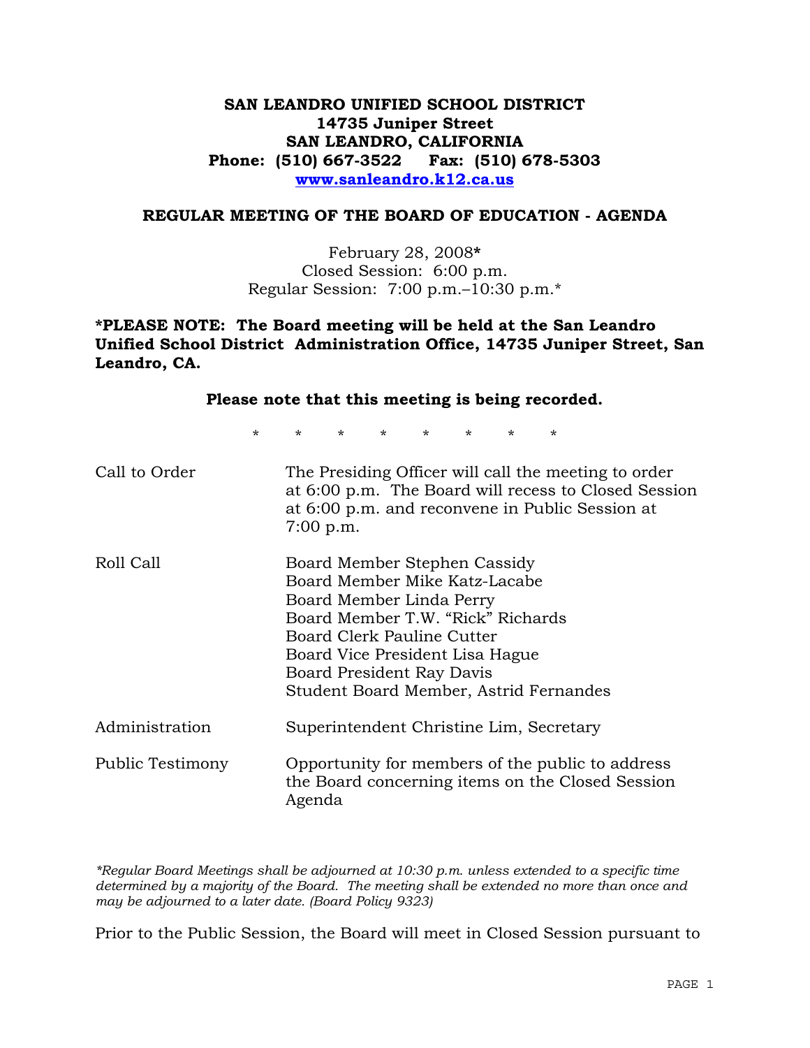**SAN LEANDRO UNIFIED SCHOOL DISTRICT**
**14735 Juniper Street**
**SAN LEANDRO, CALIFORNIA**
**Phone: (510) 667-3522    Fax: (510) 678-5303**
**www.sanleandro.k12.ca.us**

## REGULAR MEETING OF THE BOARD OF EDUCATION - AGENDA

February 28, 2008**\***
Closed Session: 6:00 p.m.
Regular Session: 7:00 p.m.–10:30 p.m.*

**\*PLEASE NOTE: The Board meeting will be held at the San Leandro Unified School District Administration Office, 14735 Juniper Street, San Leandro, CA.**

**Please note that this meeting is being recorded.**

\* \* \* \* \* \* \* \*

| | |
|---|---|
| Call to Order | The Presiding Officer will call the meeting to order at 6:00 p.m. The Board will recess to Closed Session at 6:00 p.m. and reconvene in Public Session at 7:00 p.m. |
| Roll Call | Board Member Stephen Cassidy<br>Board Member Mike Katz-Lacabe<br>Board Member Linda Perry<br>Board Member T.W. "Rick" Richards<br>Board Clerk Pauline Cutter<br>Board Vice President Lisa Hague<br>Board President Ray Davis<br>Student Board Member, Astrid Fernandes |
| Administration | Superintendent Christine Lim, Secretary |
| Public Testimony | Opportunity for members of the public to address the Board concerning items on the Closed Session Agenda |

*\*Regular Board Meetings shall be adjourned at 10:30 p.m. unless extended to a specific time determined by a majority of the Board. The meeting shall be extended no more than once and may be adjourned to a later date. (Board Policy 9323)*

Prior to the Public Session, the Board will meet in Closed Session pursuant to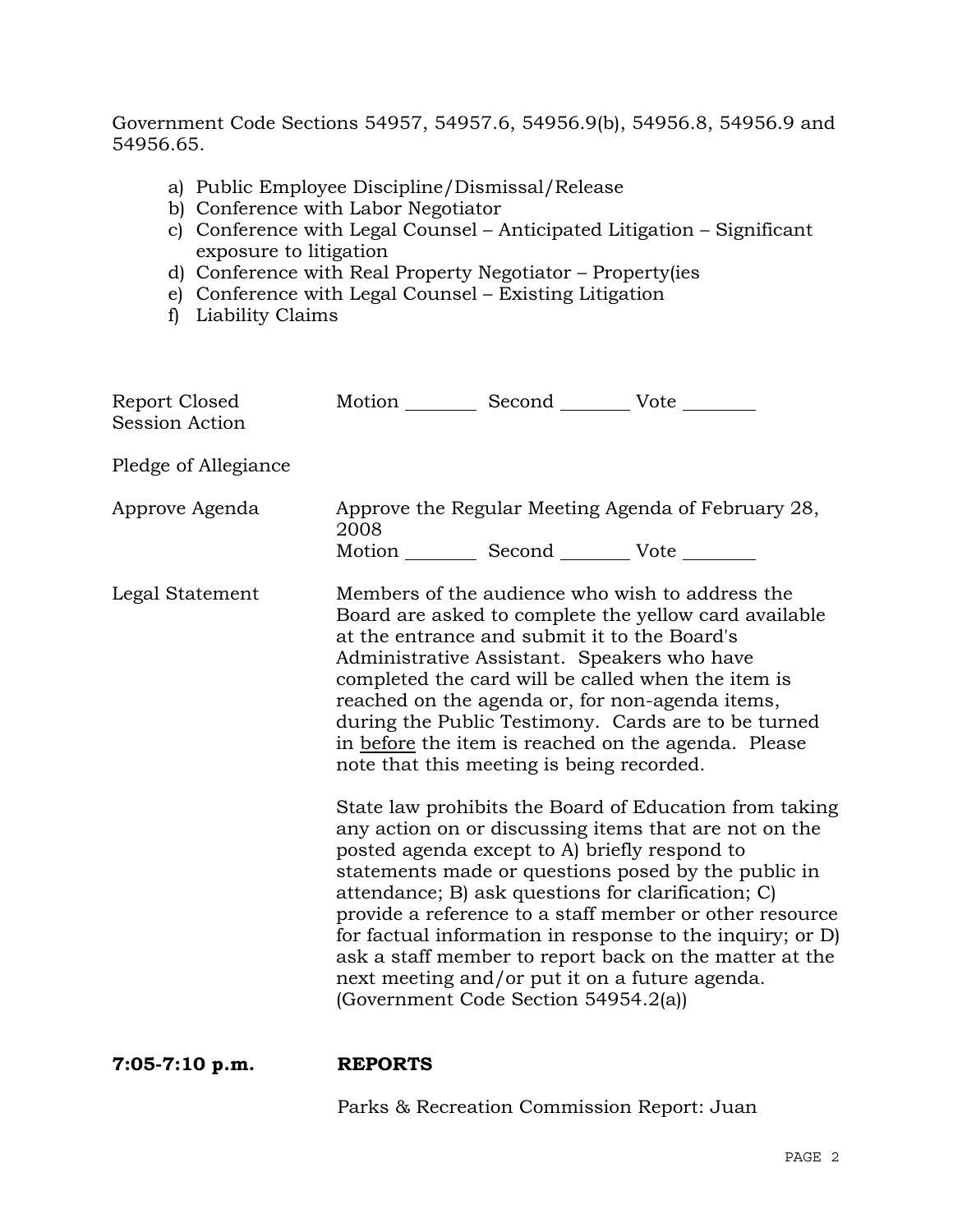Government Code Sections 54957, 54957.6, 54956.9(b), 54956.8, 54956.9 and 54956.65.

a) Public Employee Discipline/Dismissal/Release
b) Conference with Labor Negotiator
c) Conference with Legal Counsel – Anticipated Litigation – Significant exposure to litigation
d) Conference with Real Property Negotiator – Property(ies
e) Conference with Legal Counsel – Existing Litigation
f) Liability Claims

Report Closed Session Action — Motion ________ Second ________ Vote ________

Pledge of Allegiance

Approve Agenda — Approve the Regular Meeting Agenda of February 28, 2008
Motion ________ Second ________ Vote ________

Legal Statement — Members of the audience who wish to address the Board are asked to complete the yellow card available at the entrance and submit it to the Board's Administrative Assistant. Speakers who have completed the card will be called when the item is reached on the agenda or, for non-agenda items, during the Public Testimony. Cards are to be turned in <u>before</u> the item is reached on the agenda. Please note that this meeting is being recorded.

State law prohibits the Board of Education from taking any action on or discussing items that are not on the posted agenda except to A) briefly respond to statements made or questions posed by the public in attendance; B) ask questions for clarification; C) provide a reference to a staff member or other resource for factual information in response to the inquiry; or D) ask a staff member to report back on the matter at the next meeting and/or put it on a future agenda. (Government Code Section 54954.2(a))

**7:05-7:10 p.m.** **REPORTS**

Parks & Recreation Commission Report: Juan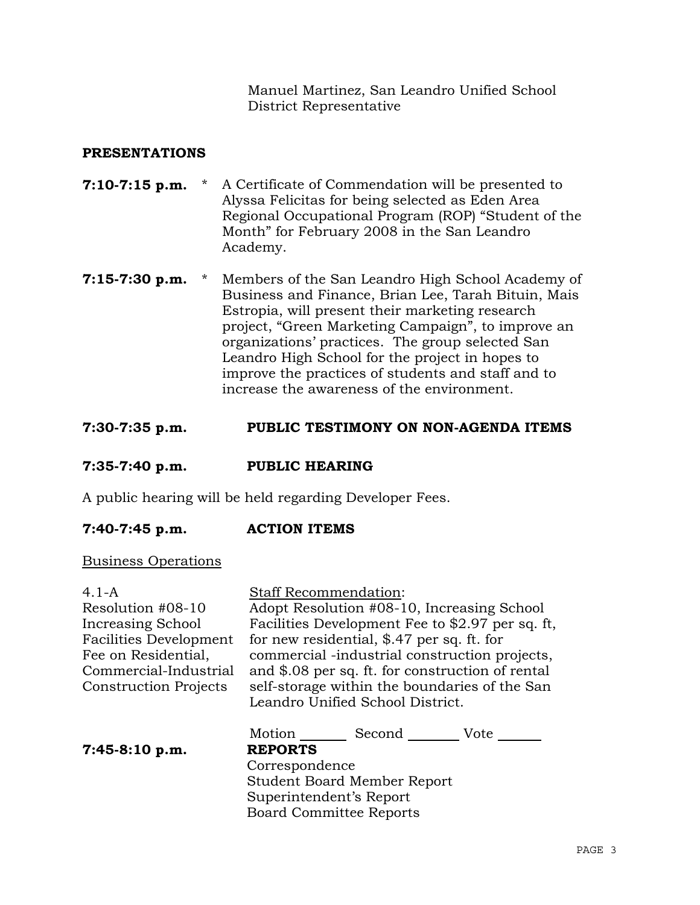Manuel Martinez, San Leandro Unified School District Representative

## PRESENTATIONS

**7:10-7:15 p.m.** * A Certificate of Commendation will be presented to Alyssa Felicitas for being selected as Eden Area Regional Occupational Program (ROP) "Student of the Month" for February 2008 in the San Leandro Academy.

**7:15-7:30 p.m.** * Members of the San Leandro High School Academy of Business and Finance, Brian Lee, Tarah Bituin, Mais Estropia, will present their marketing research project, "Green Marketing Campaign", to improve an organizations' practices. The group selected San Leandro High School for the project in hopes to improve the practices of students and staff and to increase the awareness of the environment.

## 7:30-7:35 p.m. PUBLIC TESTIMONY ON NON-AGENDA ITEMS

## 7:35-7:40 p.m. PUBLIC HEARING

A public hearing will be held regarding Developer Fees.

## 7:40-7:45 p.m. ACTION ITEMS

Business Operations

| | |
|---|---|
| 4.1-A<br>Resolution #08-10<br>Increasing School Facilities Development Fee on Residential, Commercial-Industrial Construction Projects | Staff Recommendation:<br>Adopt Resolution #08-10, Increasing School Facilities Development Fee to $2.97 per sq. ft, for new residential, $.47 per sq. ft. for commercial -industrial construction projects, and $.08 per sq. ft. for construction of rental self-storage within the boundaries of the San Leandro Unified School District. |

Motion _______ Second _______ Vote _______

**7:45-8:10 p.m.** **REPORTS**

Correspondence
Student Board Member Report
Superintendent's Report
Board Committee Reports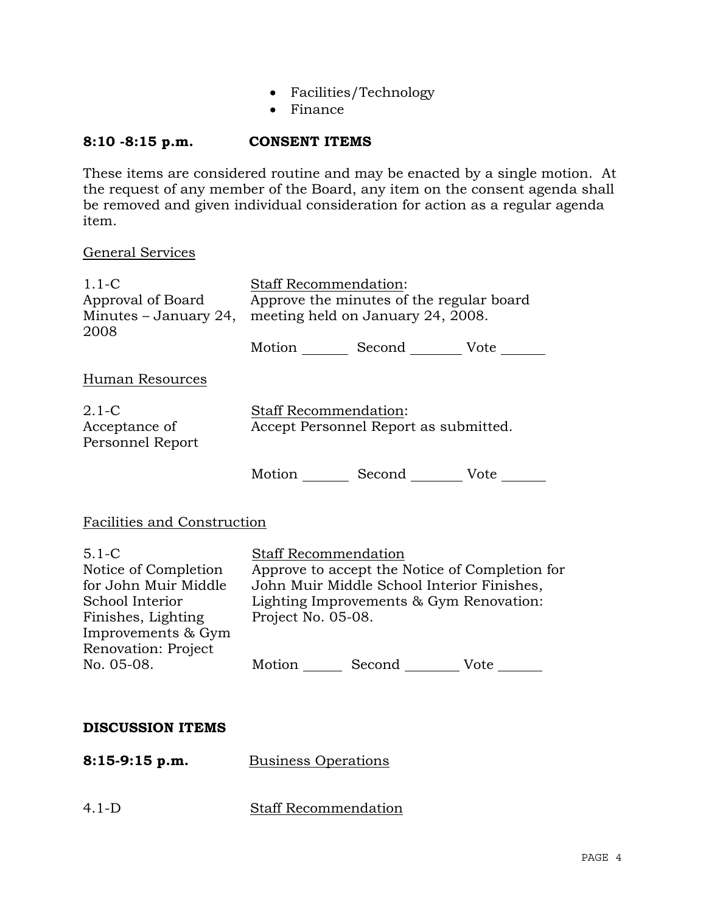- Facilities/Technology
- Finance

**8:10 -8:15 p.m. CONSENT ITEMS**

These items are considered routine and may be enacted by a single motion. At the request of any member of the Board, any item on the consent agenda shall be removed and given individual consideration for action as a regular agenda item.

General Services

1.1-C
Approval of Board Minutes – January 24, 2008

Staff Recommendation:
Approve the minutes of the regular board meeting held on January 24, 2008.

Motion _______ Second _______ Vote _______

Human Resources

2.1-C
Acceptance of Personnel Report

Staff Recommendation:
Accept Personnel Report as submitted.

Motion _______ Second _______ Vote _______

Facilities and Construction

5.1-C
Notice of Completion for John Muir Middle School Interior Finishes, Lighting Improvements & Gym Renovation: Project No. 05-08.

Staff Recommendation
Approve to accept the Notice of Completion for John Muir Middle School Interior Finishes, Lighting Improvements & Gym Renovation: Project No. 05-08.

Motion _______ Second _______ Vote _______

**DISCUSSION ITEMS**

**8:15-9:15 p.m.** Business Operations

4.1-D Staff Recommendation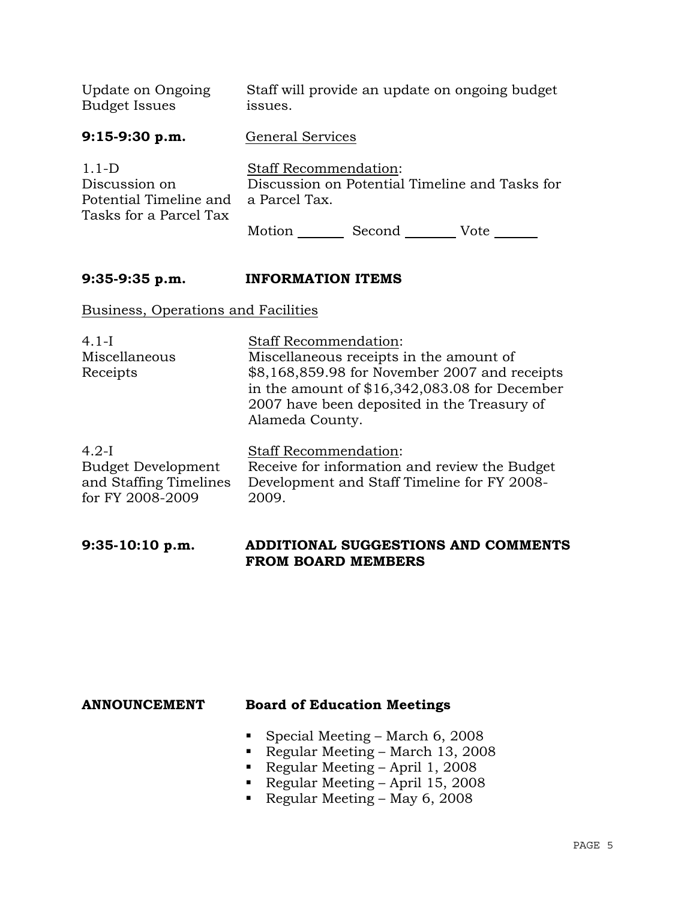Update on Ongoing Budget Issues — Staff will provide an update on ongoing budget issues.

**9:15-9:30 p.m.** General Services

1.1-D
Discussion on Potential Timeline and Tasks for a Parcel Tax

Staff Recommendation:
Discussion on Potential Timeline and Tasks for a Parcel Tax.

Motion ________ Second ________ Vote ______

**9:35-9:35 p.m.** **INFORMATION ITEMS**

Business, Operations and Facilities

4.1-I
Miscellaneous Receipts

Staff Recommendation:
Miscellaneous receipts in the amount of $8,168,859.98 for November 2007 and receipts in the amount of $16,342,083.08 for December 2007 have been deposited in the Treasury of Alameda County.

4.2-I
Budget Development and Staffing Timelines for FY 2008-2009

Staff Recommendation:
Receive for information and review the Budget Development and Staff Timeline for FY 2008-2009.

**9:35-10:10 p.m.** **ADDITIONAL SUGGESTIONS AND COMMENTS FROM BOARD MEMBERS**

**ANNOUNCEMENT** **Board of Education Meetings**

- Special Meeting – March 6, 2008
- Regular Meeting – March 13, 2008
- Regular Meeting – April 1, 2008
- Regular Meeting – April 15, 2008
- Regular Meeting – May 6, 2008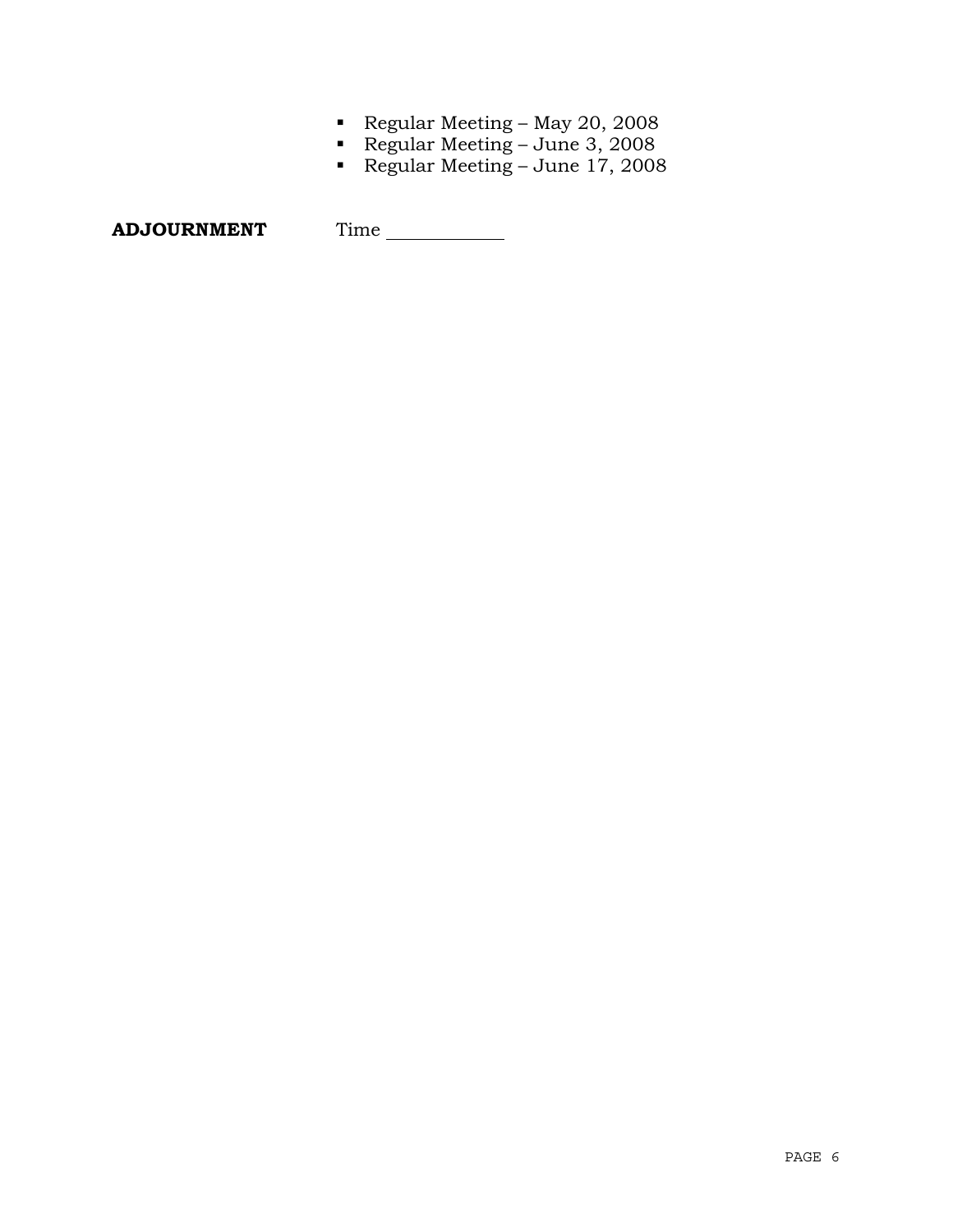- Regular Meeting – May 20, 2008
- Regular Meeting – June 3, 2008
- Regular Meeting – June 17, 2008

**ADJOURNMENT** Time ____________